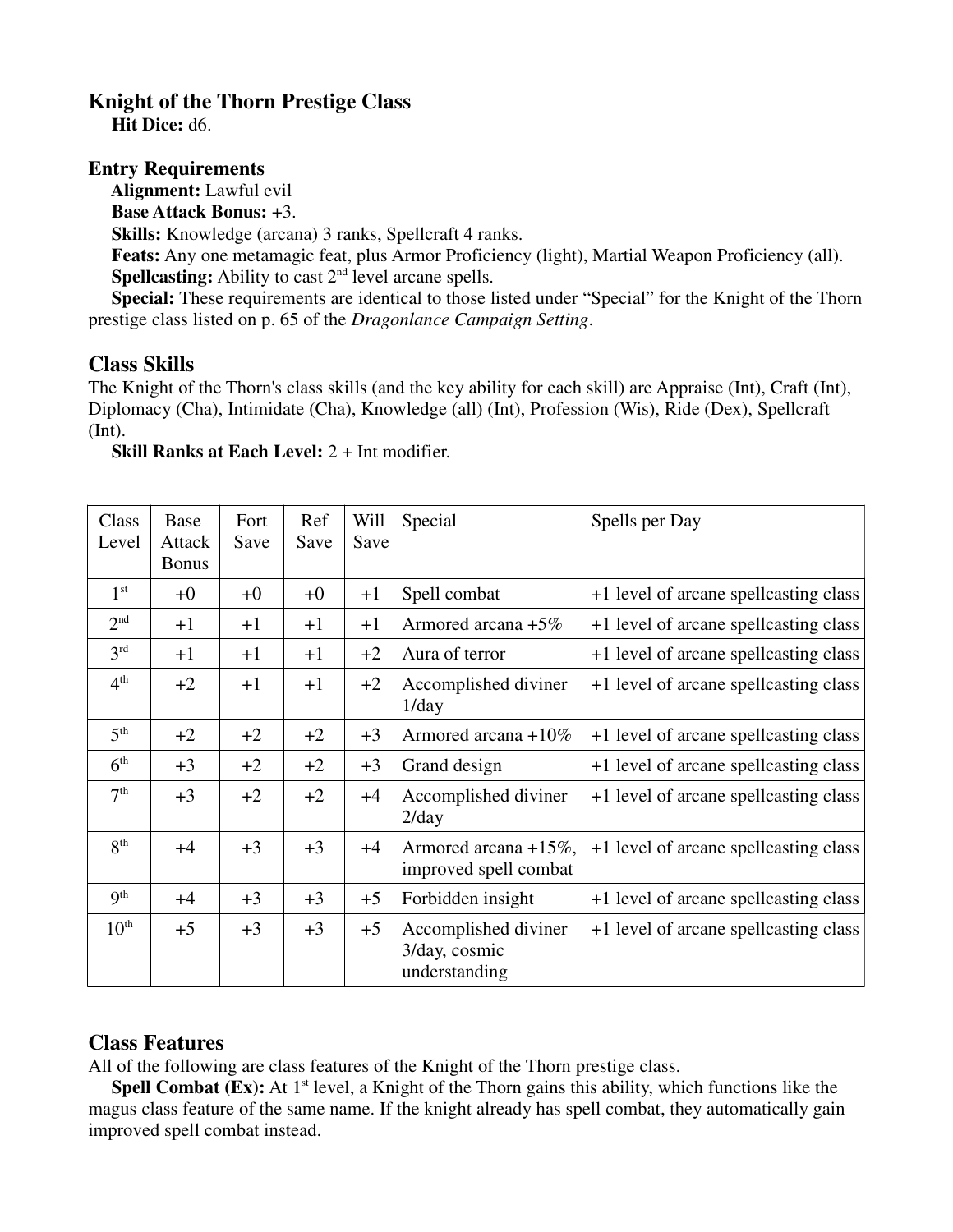## Knight of the Thorn Prestige Class

**Hit Dice:** d6.

### Entry Requirements

**Alignment:** Lawful evil

**Base Attack Bonus:** +3.

**Skills:** Knowledge (arcana) 3 ranks, Spellcraft 4 ranks.

**Feats:** Any one metamagic feat, plus Armor Proficiency (light), Martial Weapon Proficiency (all).

**Spellcasting:** Ability to cast 2nd level arcane spells.

**Special:** These requirements are identical to those listed under "Special" for the Knight of the Thorn prestige class listed on p. 65 of the *Dragonlance Campaign Setting*.

### Class Skills

The Knight of the Thorn's class skills (and the key ability for each skill) are Appraise (Int), Craft (Int), Diplomacy (Cha), Intimidate (Cha), Knowledge (all) (Int), Profession (Wis), Ride (Dex), Spellcraft (Int).

**Skill Ranks at Each Level:** 2 + Int modifier.

| Class Level | Base Attack Bonus | Fort Save | Ref Save | Will Save | Special | Spells per Day |
|---|---|---|---|---|---|---|
| 1st | +0 | +0 | +0 | +1 | Spell combat | +1 level of arcane spellcasting class |
| 2nd | +1 | +1 | +1 | +1 | Armored arcana +5% | +1 level of arcane spellcasting class |
| 3rd | +1 | +1 | +1 | +2 | Aura of terror | +1 level of arcane spellcasting class |
| 4th | +2 | +1 | +1 | +2 | Accomplished diviner 1/day | +1 level of arcane spellcasting class |
| 5th | +2 | +2 | +2 | +3 | Armored arcana +10% | +1 level of arcane spellcasting class |
| 6th | +3 | +2 | +2 | +3 | Grand design | +1 level of arcane spellcasting class |
| 7th | +3 | +2 | +2 | +4 | Accomplished diviner 2/day | +1 level of arcane spellcasting class |
| 8th | +4 | +3 | +3 | +4 | Armored arcana +15%, improved spell combat | +1 level of arcane spellcasting class |
| 9th | +4 | +3 | +3 | +5 | Forbidden insight | +1 level of arcane spellcasting class |
| 10th | +5 | +3 | +3 | +5 | Accomplished diviner 3/day, cosmic understanding | +1 level of arcane spellcasting class |

### Class Features

All of the following are class features of the Knight of the Thorn prestige class.

**Spell Combat (Ex):** At 1st level, a Knight of the Thorn gains this ability, which functions like the magus class feature of the same name. If the knight already has spell combat, they automatically gain improved spell combat instead.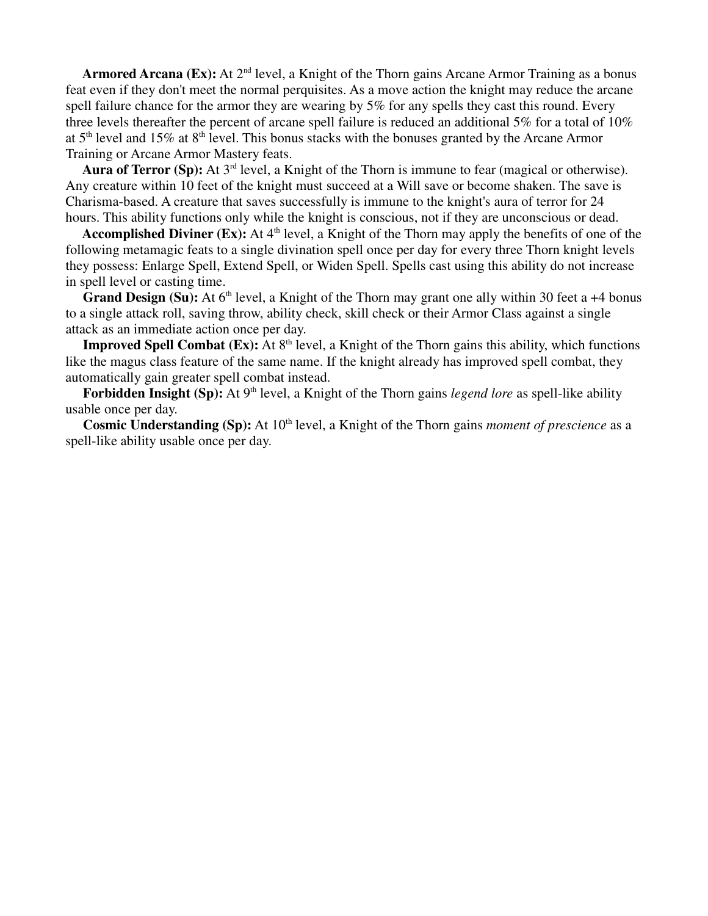**Armored Arcana (Ex):** At 2nd level, a Knight of the Thorn gains Arcane Armor Training as a bonus feat even if they don't meet the normal perquisites. As a move action the knight may reduce the arcane spell failure chance for the armor they are wearing by 5% for any spells they cast this round. Every three levels thereafter the percent of arcane spell failure is reduced an additional 5% for a total of 10% at 5th level and 15% at 8th level. This bonus stacks with the bonuses granted by the Arcane Armor Training or Arcane Armor Mastery feats.

**Aura of Terror (Sp):** At 3rd level, a Knight of the Thorn is immune to fear (magical or otherwise). Any creature within 10 feet of the knight must succeed at a Will save or become shaken. The save is Charisma-based. A creature that saves successfully is immune to the knight's aura of terror for 24 hours. This ability functions only while the knight is conscious, not if they are unconscious or dead.

**Accomplished Diviner (Ex):** At 4th level, a Knight of the Thorn may apply the benefits of one of the following metamagic feats to a single divination spell once per day for every three Thorn knight levels they possess: Enlarge Spell, Extend Spell, or Widen Spell. Spells cast using this ability do not increase in spell level or casting time.

**Grand Design (Su):** At 6th level, a Knight of the Thorn may grant one ally within 30 feet a +4 bonus to a single attack roll, saving throw, ability check, skill check or their Armor Class against a single attack as an immediate action once per day.

**Improved Spell Combat (Ex):** At 8th level, a Knight of the Thorn gains this ability, which functions like the magus class feature of the same name. If the knight already has improved spell combat, they automatically gain greater spell combat instead.

**Forbidden Insight (Sp):** At 9th level, a Knight of the Thorn gains *legend lore* as spell-like ability usable once per day.

**Cosmic Understanding (Sp):** At 10th level, a Knight of the Thorn gains *moment of prescience* as a spell-like ability usable once per day.